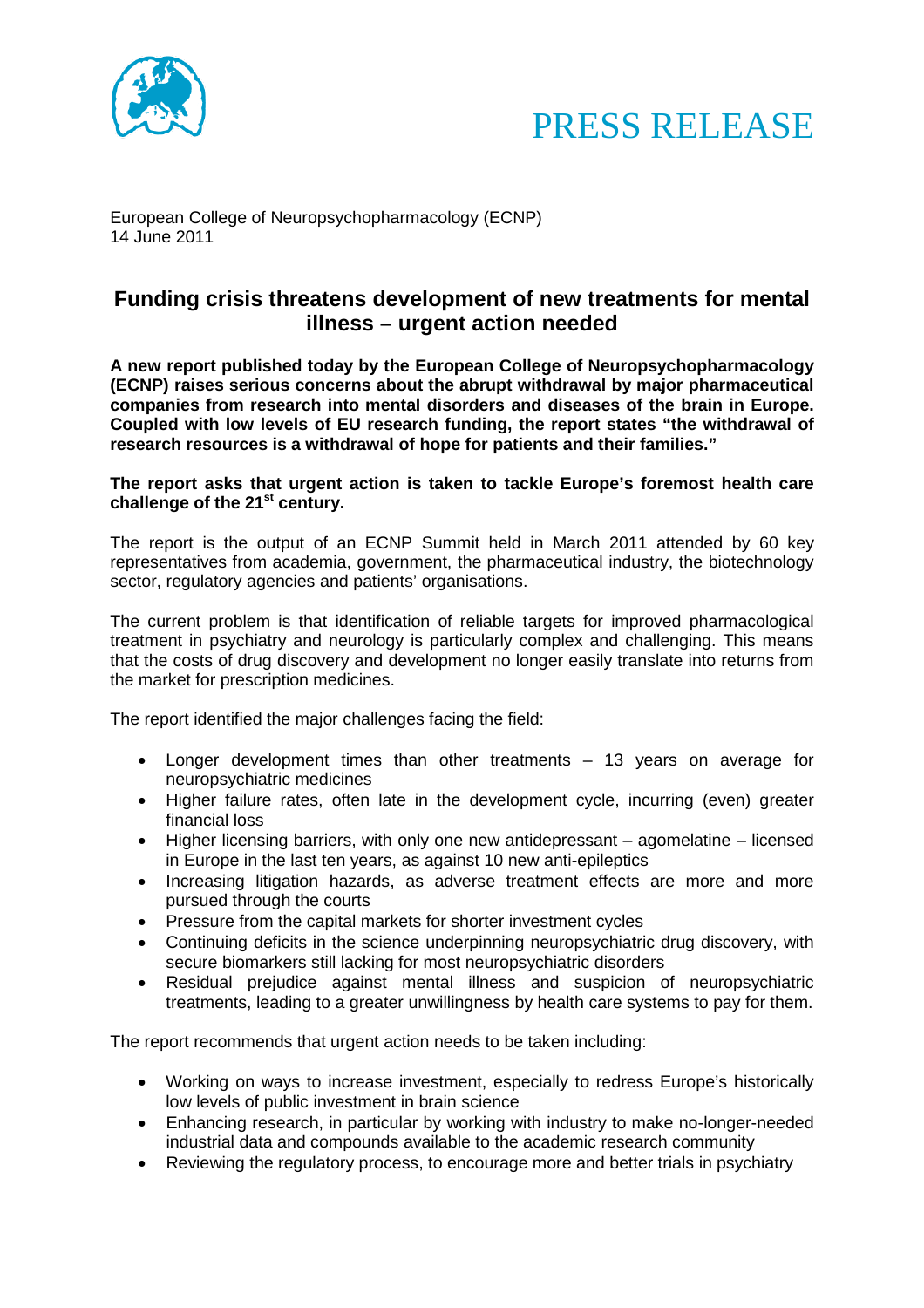PRESS RELEASE

European College of Neuropsychopharmacology (ECNP)
14 June 2011

# Funding crisis threatens development of new treatments for mental illness – urgent action needed

**A new report published today by the European College of Neuropsychopharmacology (ECNP) raises serious concerns about the abrupt withdrawal by major pharmaceutical companies from research into mental disorders and diseases of the brain in Europe. Coupled with low levels of EU research funding, the report states "the withdrawal of research resources is a withdrawal of hope for patients and their families."**

**The report asks that urgent action is taken to tackle Europe's foremost health care challenge of the 21st century.**

The report is the output of an ECNP Summit held in March 2011 attended by 60 key representatives from academia, government, the pharmaceutical industry, the biotechnology sector, regulatory agencies and patients' organisations.

The current problem is that identification of reliable targets for improved pharmacological treatment in psychiatry and neurology is particularly complex and challenging. This means that the costs of drug discovery and development no longer easily translate into returns from the market for prescription medicines.

The report identified the major challenges facing the field:

- Longer development times than other treatments – 13 years on average for neuropsychiatric medicines
- Higher failure rates, often late in the development cycle, incurring (even) greater financial loss
- Higher licensing barriers, with only one new antidepressant – agomelatine – licensed in Europe in the last ten years, as against 10 new anti-epileptics
- Increasing litigation hazards, as adverse treatment effects are more and more pursued through the courts
- Pressure from the capital markets for shorter investment cycles
- Continuing deficits in the science underpinning neuropsychiatric drug discovery, with secure biomarkers still lacking for most neuropsychiatric disorders
- Residual prejudice against mental illness and suspicion of neuropsychiatric treatments, leading to a greater unwillingness by health care systems to pay for them.

The report recommends that urgent action needs to be taken including:

- Working on ways to increase investment, especially to redress Europe's historically low levels of public investment in brain science
- Enhancing research, in particular by working with industry to make no-longer-needed industrial data and compounds available to the academic research community
- Reviewing the regulatory process, to encourage more and better trials in psychiatry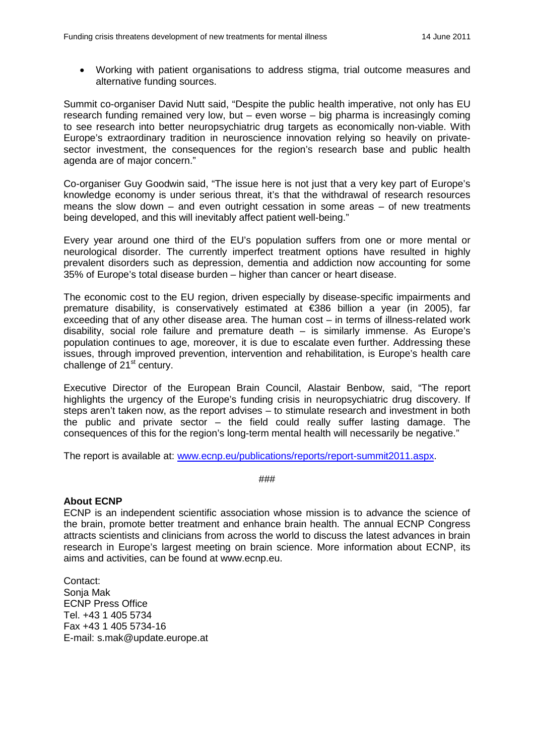- Working with patient organisations to address stigma, trial outcome measures and alternative funding sources.

Summit co-organiser David Nutt said, "Despite the public health imperative, not only has EU research funding remained very low, but – even worse – big pharma is increasingly coming to see research into better neuropsychiatric drug targets as economically non-viable. With Europe's extraordinary tradition in neuroscience innovation relying so heavily on private-sector investment, the consequences for the region's research base and public health agenda are of major concern."

Co-organiser Guy Goodwin said, "The issue here is not just that a very key part of Europe's knowledge economy is under serious threat, it's that the withdrawal of research resources means the slow down – and even outright cessation in some areas – of new treatments being developed, and this will inevitably affect patient well-being."

Every year around one third of the EU's population suffers from one or more mental or neurological disorder. The currently imperfect treatment options have resulted in highly prevalent disorders such as depression, dementia and addiction now accounting for some 35% of Europe's total disease burden – higher than cancer or heart disease.

The economic cost to the EU region, driven especially by disease-specific impairments and premature disability, is conservatively estimated at €386 billion a year (in 2005), far exceeding that of any other disease area. The human cost – in terms of illness-related work disability, social role failure and premature death – is similarly immense. As Europe's population continues to age, moreover, it is due to escalate even further. Addressing these issues, through improved prevention, intervention and rehabilitation, is Europe's health care challenge of 21st century.

Executive Director of the European Brain Council, Alastair Benbow, said, "The report highlights the urgency of the Europe's funding crisis in neuropsychiatric drug discovery. If steps aren't taken now, as the report advises – to stimulate research and investment in both the public and private sector – the field could really suffer lasting damage. The consequences of this for the region's long-term mental health will necessarily be negative."

The report is available at: [www.ecnp.eu/publications/reports/report-summit2011.aspx](www.ecnp.eu/publications/reports/report-summit2011.aspx).

###

**About ECNP**

ECNP is an independent scientific association whose mission is to advance the science of the brain, promote better treatment and enhance brain health. The annual ECNP Congress attracts scientists and clinicians from across the world to discuss the latest advances in brain research in Europe's largest meeting on brain science. More information about ECNP, its aims and activities, can be found at www.ecnp.eu.

Contact:
Sonja Mak
ECNP Press Office
Tel. +43 1 405 5734
Fax +43 1 405 5734-16
E-mail: s.mak@update.europe.at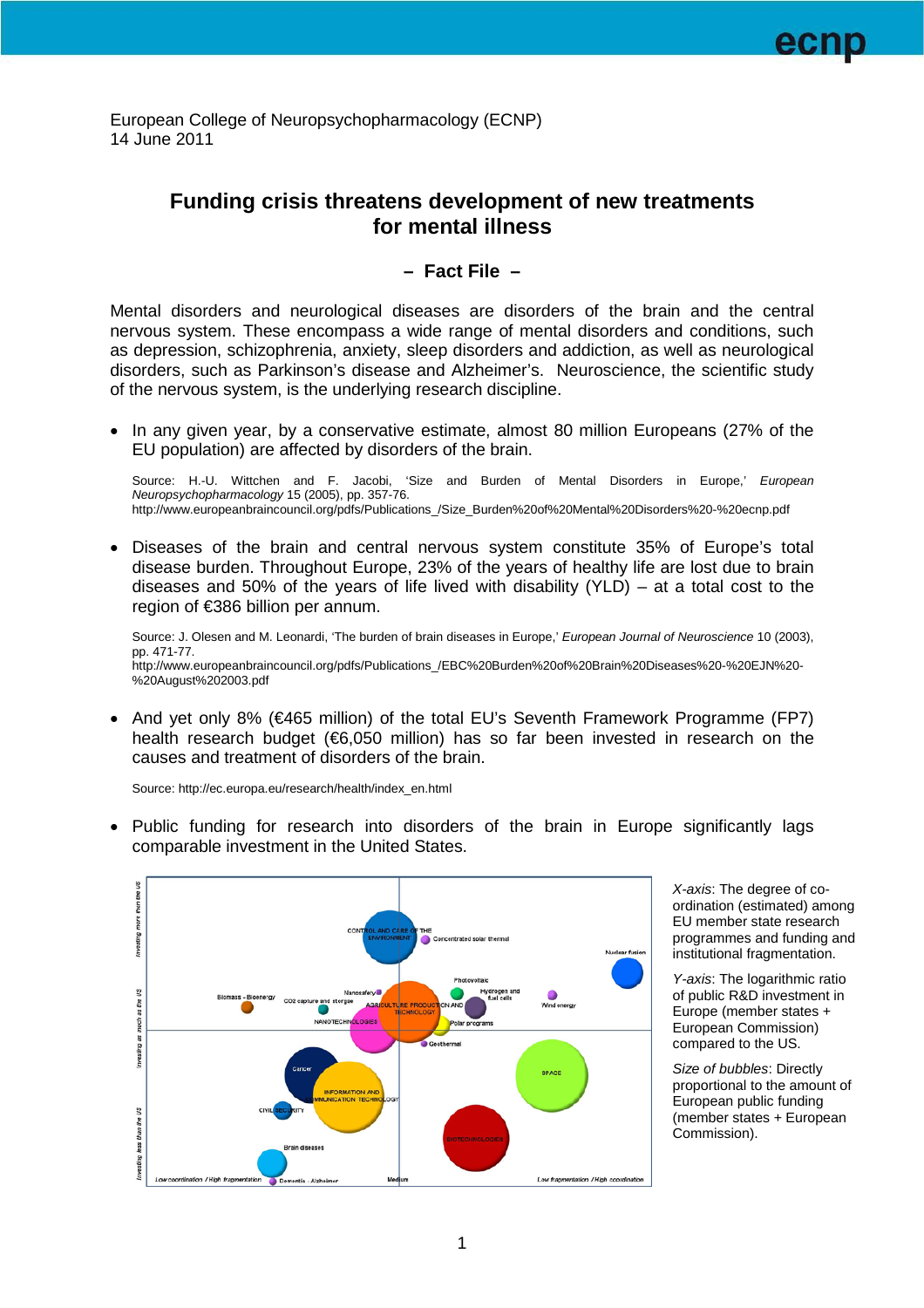European College of Neuropsychopharmacology (ECNP)
14 June 2011

# Funding crisis threatens development of new treatments for mental illness

## – Fact File –

Mental disorders and neurological diseases are disorders of the brain and the central nervous system. These encompass a wide range of mental disorders and conditions, such as depression, schizophrenia, anxiety, sleep disorders and addiction, as well as neurological disorders, such as Parkinson's disease and Alzheimer's. Neuroscience, the scientific study of the nervous system, is the underlying research discipline.

- In any given year, by a conservative estimate, almost 80 million Europeans (27% of the EU population) are affected by disorders of the brain.

  Source: H.-U. Wittchen and F. Jacobi, 'Size and Burden of Mental Disorders in Europe,' *European Neuropsychopharmacology* 15 (2005), pp. 357-76.
  http://www.europeanbraincouncil.org/pdfs/Publications_/Size_Burden%20of%20Mental%20Disorders%20-%20ecnp.pdf

- Diseases of the brain and central nervous system constitute 35% of Europe's total disease burden. Throughout Europe, 23% of the years of healthy life are lost due to brain diseases and 50% of the years of life lived with disability (YLD) – at a total cost to the region of €386 billion per annum.

  Source: J. Olesen and M. Leonardi, 'The burden of brain diseases in Europe,' *European Journal of Neuroscience* 10 (2003), pp. 471-77.
  http://www.europeanbraincouncil.org/pdfs/Publications_/EBC%20Burden%20of%20Brain%20Diseases%20-%20EJN%20-%20August%202003.pdf

- And yet only 8% (€465 million) of the total EU's Seventh Framework Programme (FP7) health research budget (€6,050 million) has so far been invested in research on the causes and treatment of disorders of the brain.

  Source: http://ec.europa.eu/research/health/index_en.html

- Public funding for research into disorders of the brain in Europe significantly lags comparable investment in the United States.

*X-axis*: The degree of co-ordination (estimated) among EU member state research programmes and funding and institutional fragmentation.

*Y-axis*: The logarithmic ratio of public R&D investment in Europe (member states + European Commission) compared to the US.

*Size of bubbles*: Directly proportional to the amount of European public funding (member states + European Commission).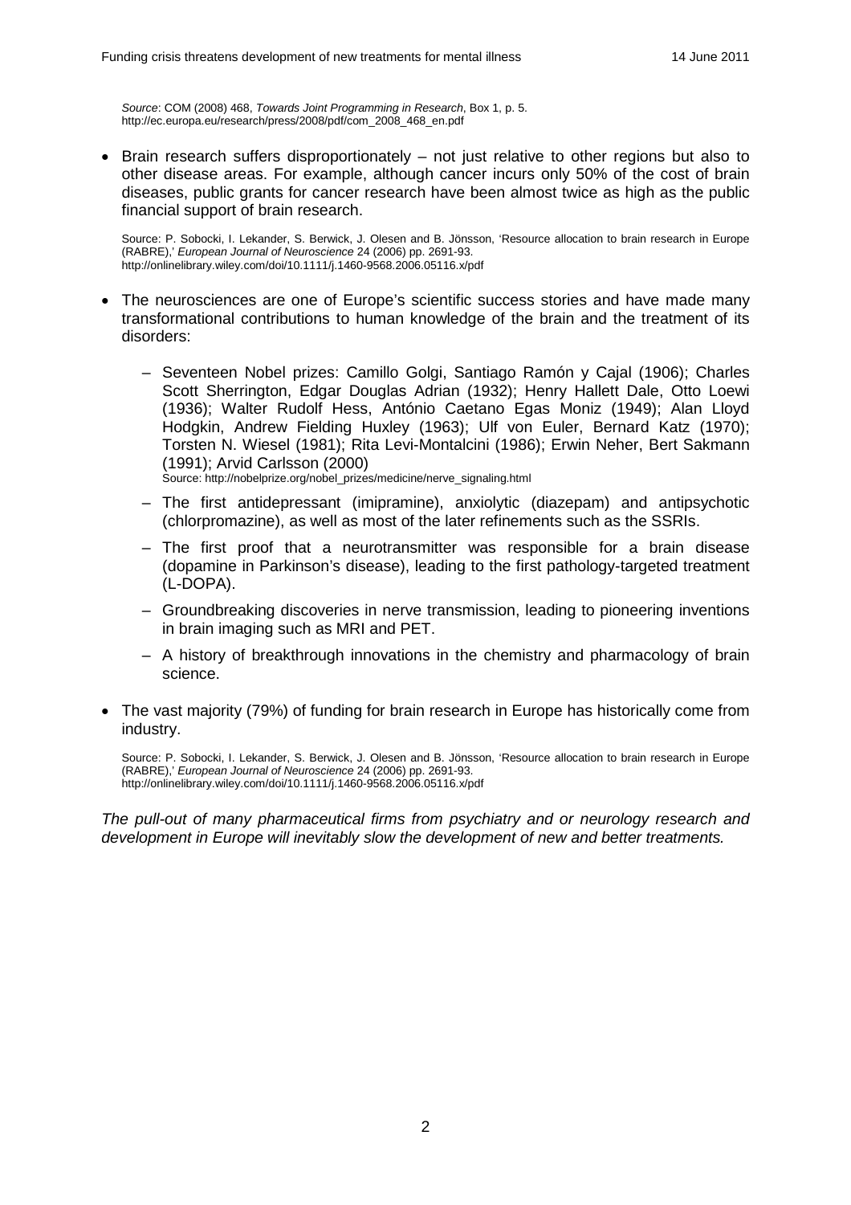*Source*: COM (2008) 468, *Towards Joint Programming in Research*, Box 1, p. 5. http://ec.europa.eu/research/press/2008/pdf/com_2008_468_en.pdf

- Brain research suffers disproportionately – not just relative to other regions but also to other disease areas. For example, although cancer incurs only 50% of the cost of brain diseases, public grants for cancer research have been almost twice as high as the public financial support of brain research.

Source: P. Sobocki, I. Lekander, S. Berwick, J. Olesen and B. Jönsson, 'Resource allocation to brain research in Europe (RABRE),' *European Journal of Neuroscience* 24 (2006) pp. 2691-93. http://onlinelibrary.wiley.com/doi/10.1111/j.1460-9568.2006.05116.x/pdf

- The neurosciences are one of Europe's scientific success stories and have made many transformational contributions to human knowledge of the brain and the treatment of its disorders:
  - Seventeen Nobel prizes: Camillo Golgi, Santiago Ramón y Cajal (1906); Charles Scott Sherrington, Edgar Douglas Adrian (1932); Henry Hallett Dale, Otto Loewi (1936); Walter Rudolf Hess, António Caetano Egas Moniz (1949); Alan Lloyd Hodgkin, Andrew Fielding Huxley (1963); Ulf von Euler, Bernard Katz (1970); Torsten N. Wiesel (1981); Rita Levi-Montalcini (1986); Erwin Neher, Bert Sakmann (1991); Arvid Carlsson (2000)
    Source: http://nobelprize.org/nobel_prizes/medicine/nerve_signaling.html
  - The first antidepressant (imipramine), anxiolytic (diazepam) and antipsychotic (chlorpromazine), as well as most of the later refinements such as the SSRIs.
  - The first proof that a neurotransmitter was responsible for a brain disease (dopamine in Parkinson's disease), leading to the first pathology-targeted treatment (L-DOPA).
  - Groundbreaking discoveries in nerve transmission, leading to pioneering inventions in brain imaging such as MRI and PET.
  - A history of breakthrough innovations in the chemistry and pharmacology of brain science.
- The vast majority (79%) of funding for brain research in Europe has historically come from industry.

Source: P. Sobocki, I. Lekander, S. Berwick, J. Olesen and B. Jönsson, 'Resource allocation to brain research in Europe (RABRE),' *European Journal of Neuroscience* 24 (2006) pp. 2691-93. http://onlinelibrary.wiley.com/doi/10.1111/j.1460-9568.2006.05116.x/pdf

*The pull-out of many pharmaceutical firms from psychiatry and or neurology research and development in Europe will inevitably slow the development of new and better treatments.*